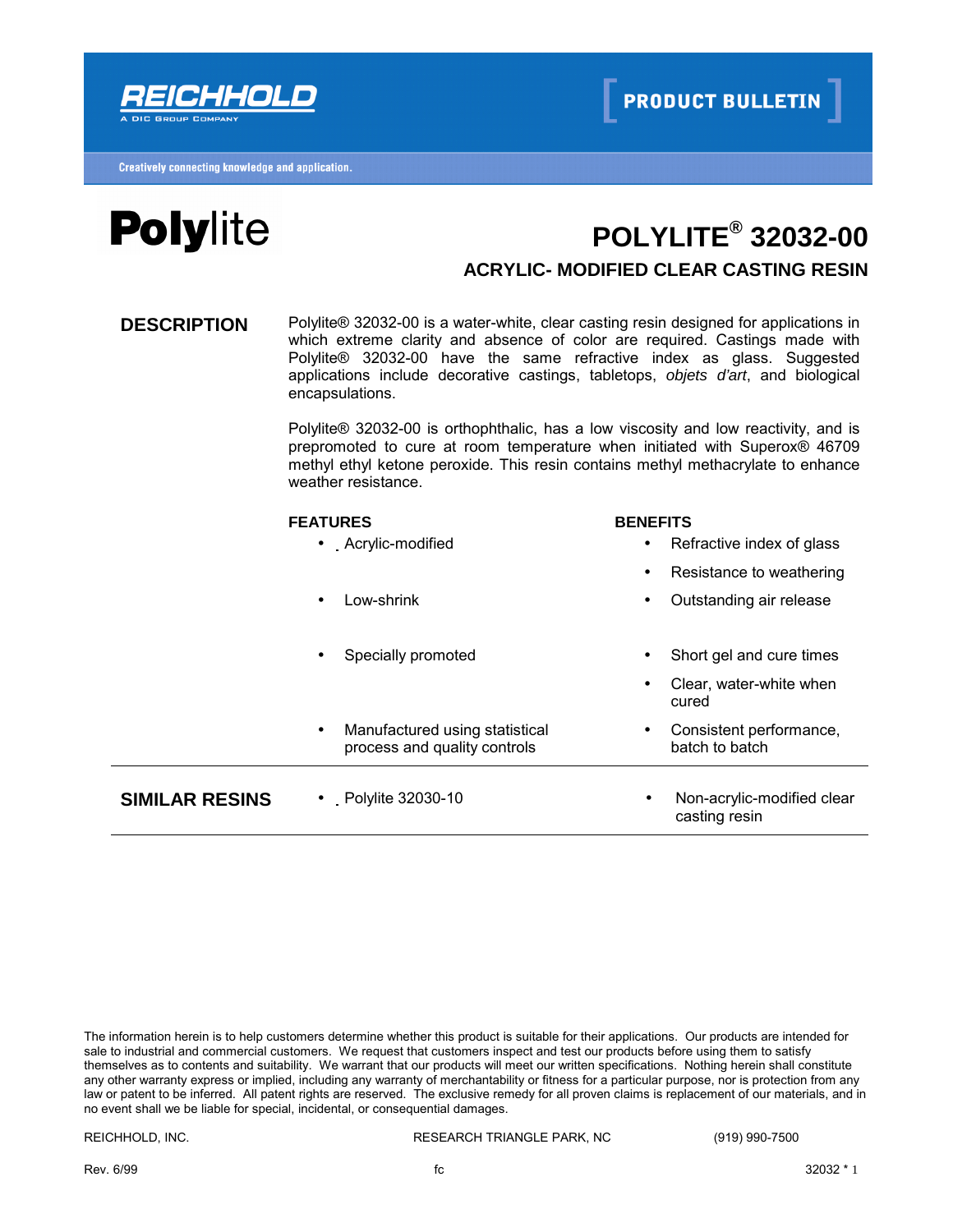REICHHOLD

A DIC GROUP COMPANY

PRODUCT BULLETIN

Creatively connecting knowledge and application.

**Polylite**

# POLYLITE® 32032-00

## ACRYLIC- MODIFIED CLEAR CASTING RESIN

## DESCRIPTION

Polylite® 32032-00 is a water-white, clear casting resin designed for applications in which extreme clarity and absence of color are required. Castings made with Polylite® 32032-00 have the same refractive index as glass. Suggested applications include decorative castings, tabletops, *objets d'art*, and biological encapsulations.

Polylite® 32032-00 is orthophthalic, has a low viscosity and low reactivity, and is prepromoted to cure at room temperature when initiated with Superox® 46709 methyl ethyl ketone peroxide. This resin contains methyl methacrylate to enhance weather resistance.

| FEATURES | BENEFITS |
| --- | --- |
| • Acrylic-modified | • Refractive index of glass<br>• Resistance to weathering |
| • Low-shrink | • Outstanding air release |
| • Specially promoted | • Short gel and cure times<br>• Clear, water-white when cured |
| • Manufactured using statistical process and quality controls | • Consistent performance, batch to batch |

## SIMILAR RESINS

| | |
| --- | --- |
| • Polylite 32030-10 | • Non-acrylic-modified clear casting resin |

The information herein is to help customers determine whether this product is suitable for their applications. Our products are intended for sale to industrial and commercial customers. We request that customers inspect and test our products before using them to satisfy themselves as to contents and suitability. We warrant that our products will meet our written specifications. Nothing herein shall constitute any other warranty express or implied, including any warranty of merchantability or fitness for a particular purpose, nor is protection from any law or patent to be inferred. All patent rights are reserved. The exclusive remedy for all proven claims is replacement of our materials, and in no event shall we be liable for special, incidental, or consequential damages.

REICHHOLD, INC. RESEARCH TRIANGLE PARK, NC (919) 990-7500

Rev. 6/99 fc 32032 * 1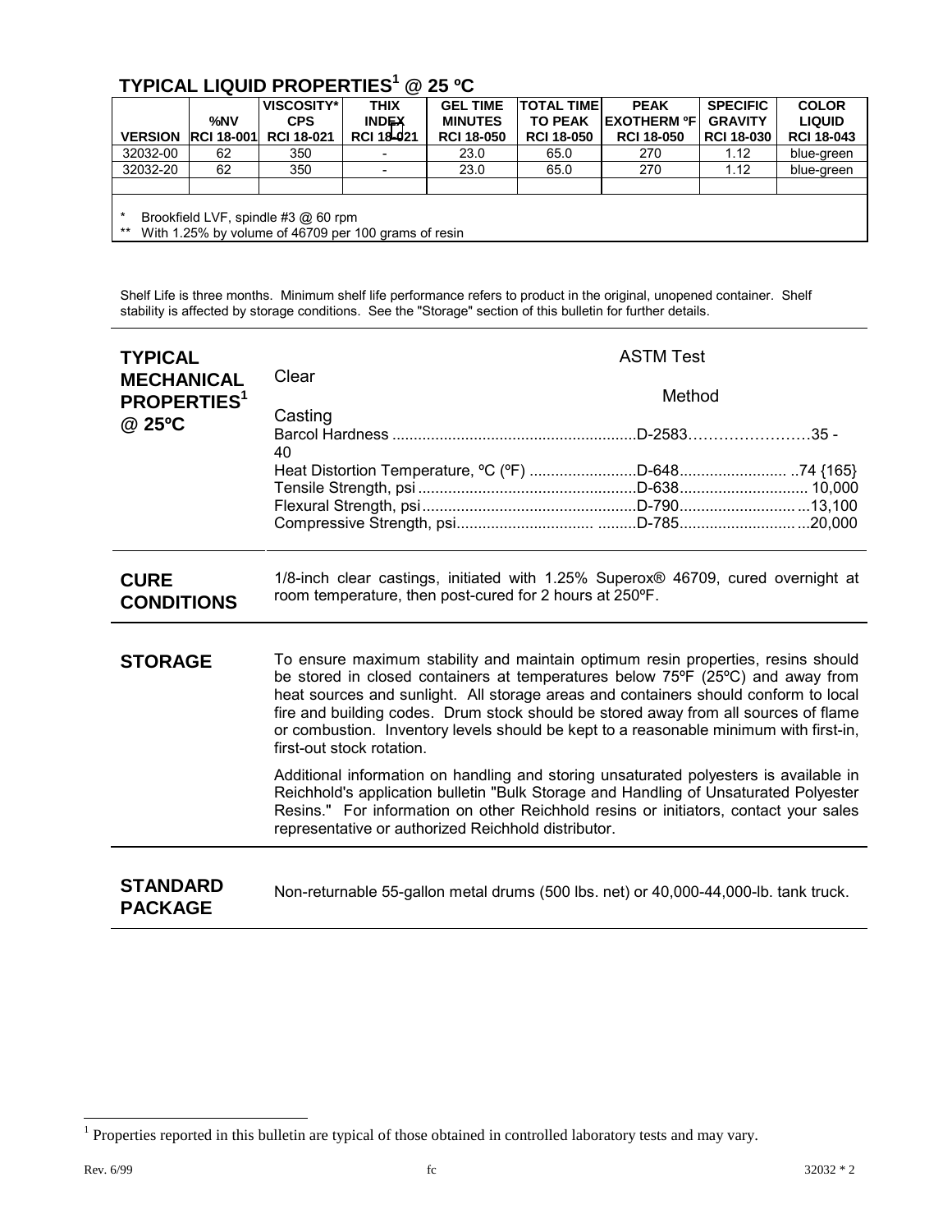## TYPICAL LIQUID PROPERTIES[1] @ 25 ºC

| VERSION | %NV RCI 18-001 | VISCOSITY* CPS RCI 18-021 | THIX INDEX RCI 18-021 | GEL TIME MINUTES RCI 18-050 | TOTAL TIME TO PEAK RCI 18-050 | PEAK EXOTHERM ºF RCI 18-050 | SPECIFIC GRAVITY RCI 18-030 | COLOR LIQUID RCI 18-043 |
|---|---|---|---|---|---|---|---|---|
| 32032-00 | 62 | 350 | - | 23.0 | 65.0 | 270 | 1.12 | blue-green |
| 32032-20 | 62 | 350 | - | 23.0 | 65.0 | 270 | 1.12 | blue-green |
| | | | | | | | | |

\* Brookfield LVF, spindle #3 @ 60 rpm
\*\* With 1.25% by volume of 46709 per 100 grams of resin

Shelf Life is three months. Minimum shelf life performance refers to product in the original, unopened container. Shelf stability is affected by storage conditions. See the "Storage" section of this bulletin for further details.

## TYPICAL MECHANICAL PROPERTIES[1] @ 25ºC

| Clear Casting | ASTM Test Method | |
|---|---|---|
| Barcol Hardness | D-2583 | 35 - 40 |
| Heat Distortion Temperature, ºC (ºF) | D-648 | 74 {165} |
| Tensile Strength, psi | D-638 | 10,000 |
| Flexural Strength, psi | D-790 | 13,100 |
| Compressive Strength, psi | D-785 | 20,000 |

## CURE CONDITIONS

1/8-inch clear castings, initiated with 1.25% Superox® 46709, cured overnight at room temperature, then post-cured for 2 hours at 250ºF.

## STORAGE

To ensure maximum stability and maintain optimum resin properties, resins should be stored in closed containers at temperatures below 75ºF (25ºC) and away from heat sources and sunlight. All storage areas and containers should conform to local fire and building codes. Drum stock should be stored away from all sources of flame or combustion. Inventory levels should be kept to a reasonable minimum with first-in, first-out stock rotation.

Additional information on handling and storing unsaturated polyesters is available in Reichhold's application bulletin "Bulk Storage and Handling of Unsaturated Polyester Resins." For information on other Reichhold resins or initiators, contact your sales representative or authorized Reichhold distributor.

## STANDARD PACKAGE

Non-returnable 55-gallon metal drums (500 lbs. net) or 40,000-44,000-lb. tank truck.

[1] Properties reported in this bulletin are typical of those obtained in controlled laboratory tests and may vary.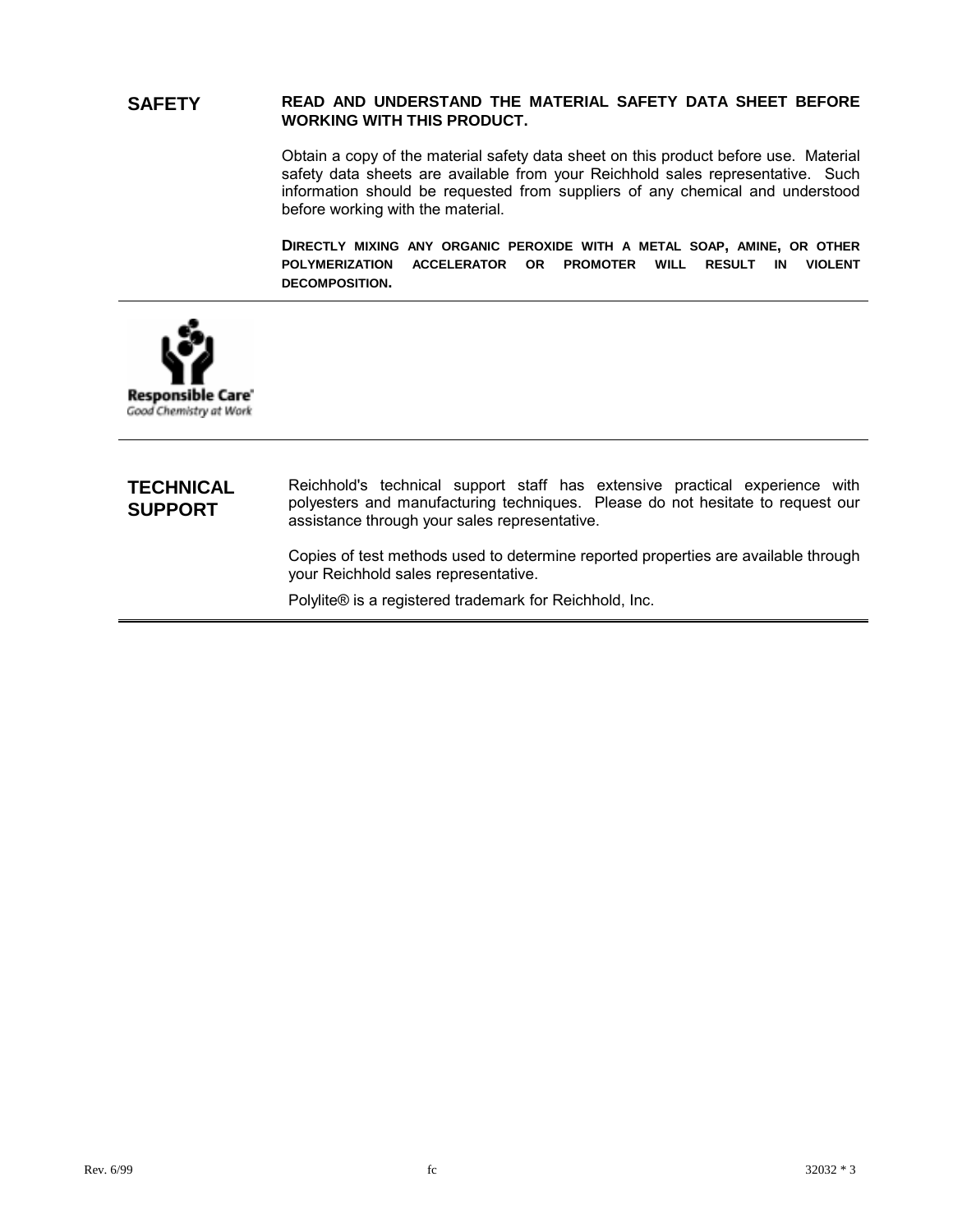## SAFETY

**READ AND UNDERSTAND THE MATERIAL SAFETY DATA SHEET BEFORE WORKING WITH THIS PRODUCT.**

Obtain a copy of the material safety data sheet on this product before use. Material safety data sheets are available from your Reichhold sales representative. Such information should be requested from suppliers of any chemical and understood before working with the material.

**DIRECTLY MIXING ANY ORGANIC PEROXIDE WITH A METAL SOAP, AMINE, OR OTHER POLYMERIZATION ACCELERATOR OR PROMOTER WILL RESULT IN VIOLENT DECOMPOSITION.**

Responsible Care®
*Good Chemistry at Work*

## TECHNICAL SUPPORT

Reichhold's technical support staff has extensive practical experience with polyesters and manufacturing techniques. Please do not hesitate to request our assistance through your sales representative.

Copies of test methods used to determine reported properties are available through your Reichhold sales representative.

Polylite® is a registered trademark for Reichhold, Inc.

Rev. 6/99 fc 32032 * 3